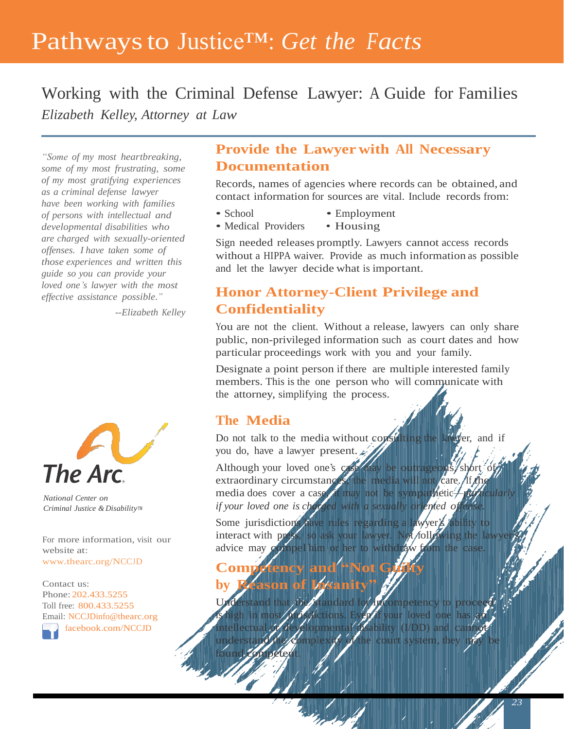# Pathways to Justice™: *Get the Facts*

## Working with the Criminal Defense Lawyer: A Guide for Families

*Elizabeth Kelley, Attorney at Law*

*"Some of my most heartbreaking, some of my most frustrating, some of my most gratifying experiences as a criminal defense lawyer have been working with families of persons with intellectual and developmental disabilities who are charged with sexually-oriented offenses. I have taken some of those experiences and written this guide so you can provide your loved one's lawyer with the most effective assistance possible."*

*--Elizabeth Kelley*

### Provide the Lawyer with All Necessary Documentation

Records, names of agencies where records can be obtained, and contact information for sources are vital. Include records from:

- School
- Medical Providers
- Employment
- Housing

Sign needed releases promptly. Lawyers cannot access records without a HIPPA waiver. Provide as much information as possible and let the lawyer decide what is important.

### Honor Attorney-Client Privilege and Confidentiality

You are not the client. Without a release, lawyers can only share public, non-privileged information such as court dates and how particular proceedings work with you and your family.

Designate a point person if there are multiple interested family members. This is the one person who will communicate with the attorney, simplifying the process.

### The Media

Do not talk to the media without consulting the lawyer, and if you do, have a lawyer present.

Although your loved one's case may be outrageous, short of extraordinary circumstances, the media will not care. If the media does cover a case, it may not be sympathetic—*particularly if your loved one is charged with a sexually oriented offense.*

Some jurisdictions have rules regarding a lawyer's ability to interact with press, so ask your lawyer. Not following the lawyer's advice may compel him or her to withdraw from the case.

### Competency and "Not Guilty by Reason of Insanity"

Understand that the standard for incompetency to proceed is high in most jurisdictions. Even if your loved one has an intellectual or developmental disability (I/DD) and cannot understand the complexity of the court system, they may be found competent.

The Arc

*National Center on Criminal Justice & Disability™*

For more information, visit our website at: www.thearc.org/NCCJD

Contact us:
Phone: 202.433.5255
Toll free: 800.433.5255
Email: NCCJDinfo@thearc.org
facebook.com/NCCJD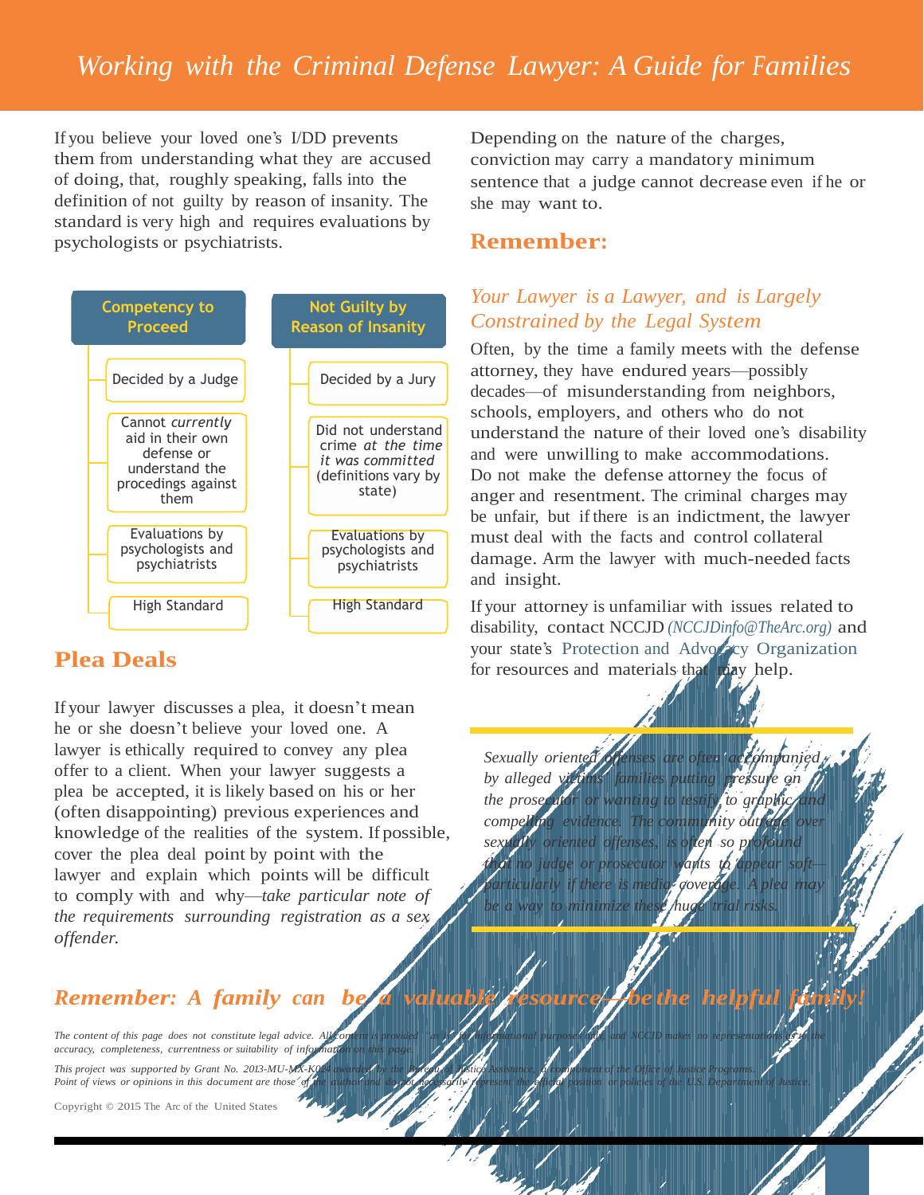# Working with the Criminal Defense Lawyer: A Guide for Families

If you believe your loved one's I/DD prevents them from understanding what they are accused of doing, that, roughly speaking, falls into the definition of not guilty by reason of insanity. The standard is very high and requires evaluations by psychologists or psychiatrists.

| Competency to Proceed | Not Guilty by Reason of Insanity |
|---|---|
| Decided by a Judge | Decided by a Jury |
| Cannot *currently* aid in their own defense or understand the procedings against them | Did not understand crime *at the time it was committed* (definitions vary by state) |
| Evaluations by psychologists and psychiatrists | Evaluations by psychologists and psychiatrists |
| High Standard | High Standard |

## Plea Deals

If your lawyer discusses a plea, it doesn't mean he or she doesn't believe your loved one. A lawyer is ethically required to convey any plea offer to a client. When your lawyer suggests a plea be accepted, it is likely based on his or her (often disappointing) previous experiences and knowledge of the realities of the system. If possible, cover the plea deal point by point with the lawyer and explain which points will be difficult to comply with and why—*take particular note of the requirements surrounding registration as a sex offender.*

Depending on the nature of the charges, conviction may carry a mandatory minimum sentence that a judge cannot decrease even if he or she may want to.

## Remember:

### *Your Lawyer is a Lawyer, and is Largely Constrained by the Legal System*

Often, by the time a family meets with the defense attorney, they have endured years—possibly decades—of misunderstanding from neighbors, schools, employers, and others who do not understand the nature of their loved one's disability and were unwilling to make accommodations. Do not make the defense attorney the focus of anger and resentment. The criminal charges may be unfair, but if there is an indictment, the lawyer must deal with the facts and control collateral damage. Arm the lawyer with much-needed facts and insight.

If your attorney is unfamiliar with issues related to disability, contact NCCJD *(NCCJDinfo@TheArc.org)* and your state's Protection and Advocacy Organization for resources and materials that may help.

*Sexually oriented offenses are often accompanied by alleged victims' families putting pressure on the prosecutor or wanting to testify to graphic and compelling evidence. The community outrage over sexually oriented offenses, is often so profound that no judge or prosecutor wants to appear soft—particularly if there is media coverage. A plea may be a way to minimize these huge trial risks.*

***Remember: A family can be a valuable resource—be the helpful family!***

*The content of this page does not constitute legal advice. All content is provided "as is" for informational purposes only, and NCCJD makes no representations as to the accuracy, completeness, currentness or suitability of information on this page.*

*This project was supported by Grant No. 2013-MU-MX-K024 awarded by the Bureau of Justice Assistance, a component of the Office of Justice Programs. Point of views or opinions in this document are those of the author and do not necessarily represent the official position or policies of the U.S. Department of Justice.*

Copyright © 2015 The Arc of the United States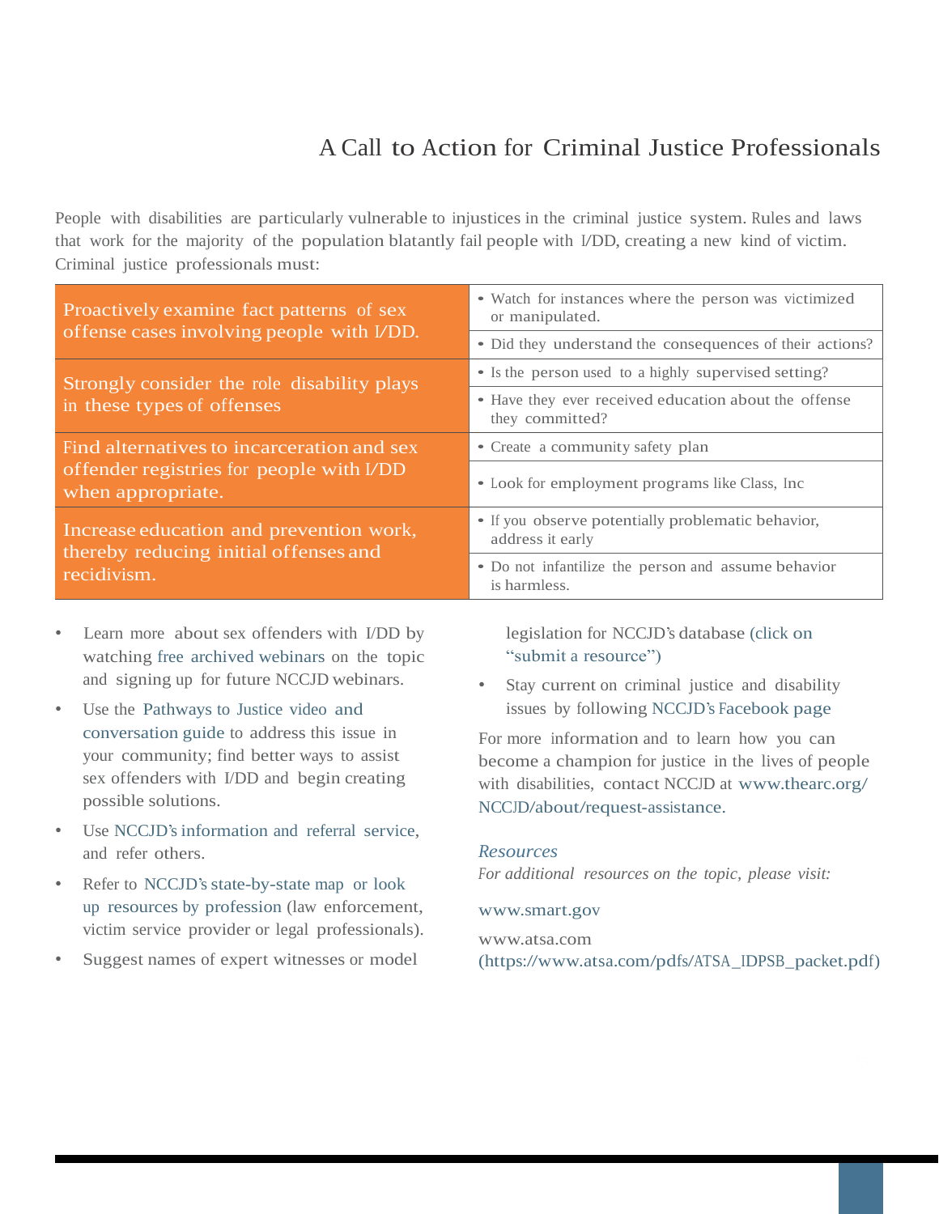# A Call to Action for Criminal Justice Professionals

People with disabilities are particularly vulnerable to injustices in the criminal justice system. Rules and laws that work for the majority of the population blatantly fail people with I/DD, creating a new kind of victim. Criminal justice professionals must:

| | |
|---|---|
| Proactively examine fact patterns of sex offense cases involving people with I/DD. | • Watch for instances where the person was victimized or manipulated. |
| | • Did they understand the consequences of their actions? |
| Strongly consider the role disability plays in these types of offenses | • Is the person used to a highly supervised setting? |
| | • Have they ever received education about the offense they committed? |
| Find alternatives to incarceration and sex offender registries for people with I/DD when appropriate. | • Create a community safety plan |
| | • Look for employment programs like Class, Inc |
| Increase education and prevention work, thereby reducing initial offenses and recidivism. | • If you observe potentially problematic behavior, address it early |
| | • Do not infantilize the person and assume behavior is harmless. |

- Learn more about sex offenders with I/DD by watching free archived webinars on the topic and signing up for future NCCJD webinars.
- Use the Pathways to Justice video and conversation guide to address this issue in your community; find better ways to assist sex offenders with I/DD and begin creating possible solutions.
- Use NCCJD's information and referral service, and refer others.
- Refer to NCCJD's state-by-state map or look up resources by profession (law enforcement, victim service provider or legal professionals).
- Suggest names of expert witnesses or model legislation for NCCJD's database (click on "submit a resource")
- Stay current on criminal justice and disability issues by following NCCJD's Facebook page

For more information and to learn how you can become a champion for justice in the lives of people with disabilities, contact NCCJD at www.thearc.org/NCCJD/about/request-assistance.

*Resources*

*For additional resources on the topic, please visit:*

www.smart.gov

www.atsa.com (https://www.atsa.com/pdfs/ATSA_IDPSB_packet.pdf)